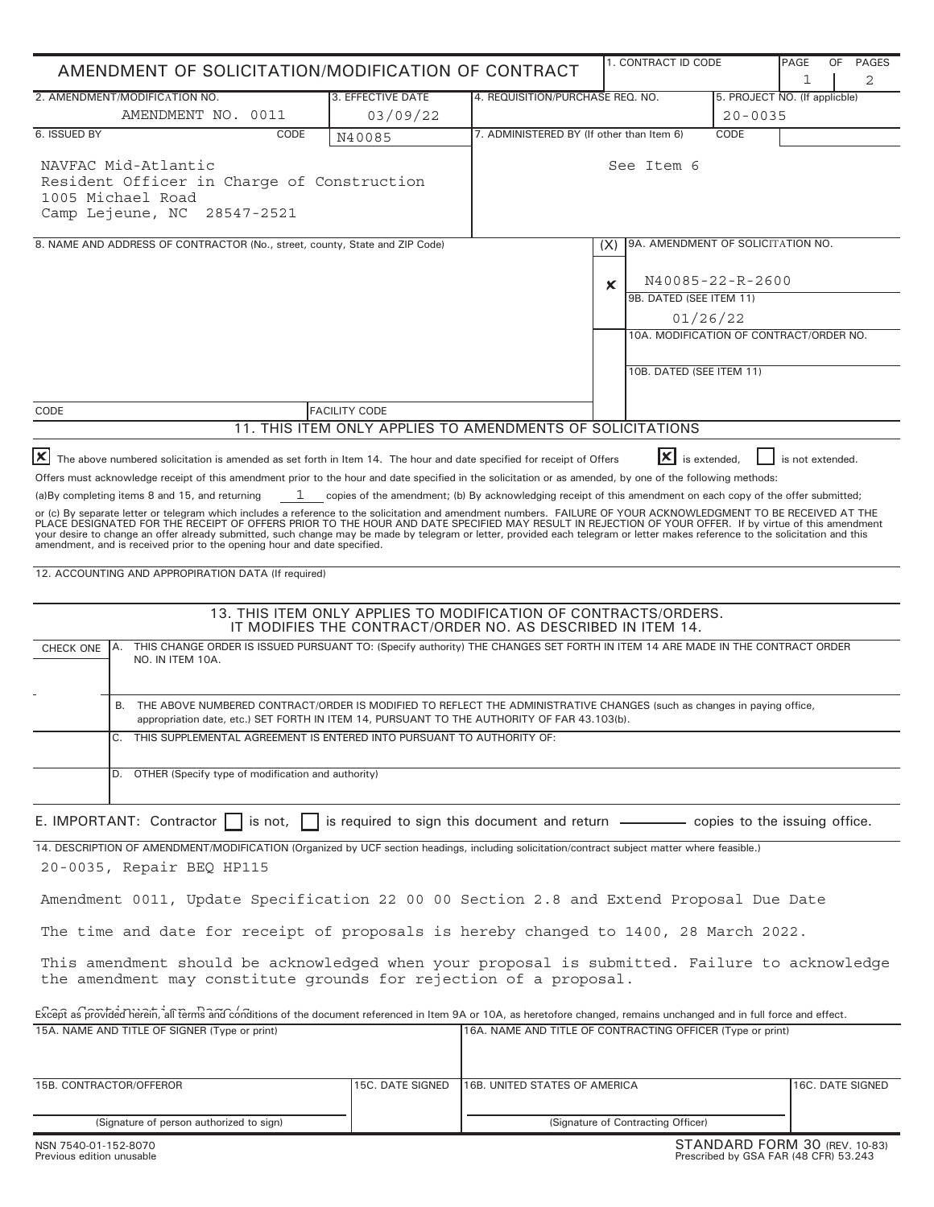# AMENDMENT OF SOLICITATION/MODIFICATION OF CONTRACT

| 1. CONTRACT ID CODE | PAGE OF PAGES |
|---|---|
| | 1 2 |

| 2. AMENDMENT/MODIFICATION NO. | 3. EFFECTIVE DATE | 4. REQUISITION/PURCHASE REQ. NO. | 5. PROJECT NO. (If applicble) |
|---|---|---|---|
| AMENDMENT NO. 0011 | 03/09/22 | | 20-0035 |

| 6. ISSUED BY CODE N40085 | 7. ADMINISTERED BY (If other than Item 6) CODE |
|---|---|
| NAVFAC Mid-Atlantic<br>Resident Officer in Charge of Construction<br>1005 Michael Road<br>Camp Lejeune, NC 28547-2521 | See Item 6 |

**8. NAME AND ADDRESS OF CONTRACTOR (No., street, county, State and ZIP Code)**

| (X) | |
|---|---|
| x | 9A. AMENDMENT OF SOLICITATION NO. N40085-22-R-2600 |
| | 9B. DATED (SEE ITEM 11) 01/26/22 |
| | 10A. MODIFICATION OF CONTRACT/ORDER NO. |
| | 10B. DATED (SEE ITEM 11) |

CODE | FACILITY CODE

## 11. THIS ITEM ONLY APPLIES TO AMENDMENTS OF SOLICITATIONS

[x] The above numbered solicitation is amended as set forth in Item 14. The hour and date specified for receipt of Offers [x] is extended, [ ] is not extended.

Offers must acknowledge receipt of this amendment prior to the hour and date specified in the solicitation or as amended, by one of the following methods:

(a)By completing items 8 and 15, and returning 1 copies of the amendment; (b) By acknowledging receipt of this amendment on each copy of the offer submitted; or (c) By separate letter or telegram which includes a reference to the solicitation and amendment numbers. FAILURE OF YOUR ACKNOWLEDGMENT TO BE RECEIVED AT THE PLACE DESIGNATED FOR THE RECEIPT OF OFFERS PRIOR TO THE HOUR AND DATE SPECIFIED MAY RESULT IN REJECTION OF YOUR OFFER. If by virtue of this amendment your desire to change an offer already submitted, such change may be made by telegram or letter, provided each telegram or letter makes reference to the solicitation and this amendment, and is received prior to the opening hour and date specified.

12. ACCOUNTING AND APPROPRIATION DATA (If required)

## 13. THIS ITEM ONLY APPLIES TO MODIFICATION OF CONTRACTS/ORDERS. IT MODIFIES THE CONTRACT/ORDER NO. AS DESCRIBED IN ITEM 14.

| CHECK ONE | |
|---|---|
| | A. THIS CHANGE ORDER IS ISSUED PURSUANT TO: (Specify authority) THE CHANGES SET FORTH IN ITEM 14 ARE MADE IN THE CONTRACT ORDER NO. IN ITEM 10A. |
| | B. THE ABOVE NUMBERED CONTRACT/ORDER IS MODIFIED TO REFLECT THE ADMINISTRATIVE CHANGES (such as changes in paying office, appropriation date, etc.) SET FORTH IN ITEM 14, PURSUANT TO THE AUTHORITY OF FAR 43.103(b). |
| | C. THIS SUPPLEMENTAL AGREEMENT IS ENTERED INTO PURSUANT TO AUTHORITY OF: |
| | D. OTHER (Specify type of modification and authority) |

E. IMPORTANT: Contractor [ ] is not, [ ] is required to sign this document and return ______ copies to the issuing office.

14. DESCRIPTION OF AMENDMENT/MODIFICATION (Organized by UCF section headings, including solicitation/contract subject matter where feasible.)

20-0035, Repair BEQ HP115

Amendment 0011, Update Specification 22 00 00 Section 2.8 and Extend Proposal Due Date

The time and date for receipt of proposals is hereby changed to 1400, 28 March 2022.

This amendment should be acknowledged when your proposal is submitted. Failure to acknowledge the amendment may constitute grounds for rejection of a proposal.

See Continuation Page/s

Except as provided herein, all terms and conditions of the document referenced in Item 9A or 10A, as heretofore changed, remains unchanged and in full force and effect.

| 15A. NAME AND TITLE OF SIGNER (Type or print) | | 16A. NAME AND TITLE OF CONTRACTING OFFICER (Type or print) | |
|---|---|---|---|
| 15B. CONTRACTOR/OFFEROR<br><br>(Signature of person authorized to sign) | 15C. DATE SIGNED | 16B. UNITED STATES OF AMERICA<br><br>(Signature of Contracting Officer) | 16C. DATE SIGNED |

NSN 7540-01-152-8070
Previous edition unusable

STANDARD FORM 30 (REV. 10-83)
Prescribed by GSA FAR (48 CFR) 53.243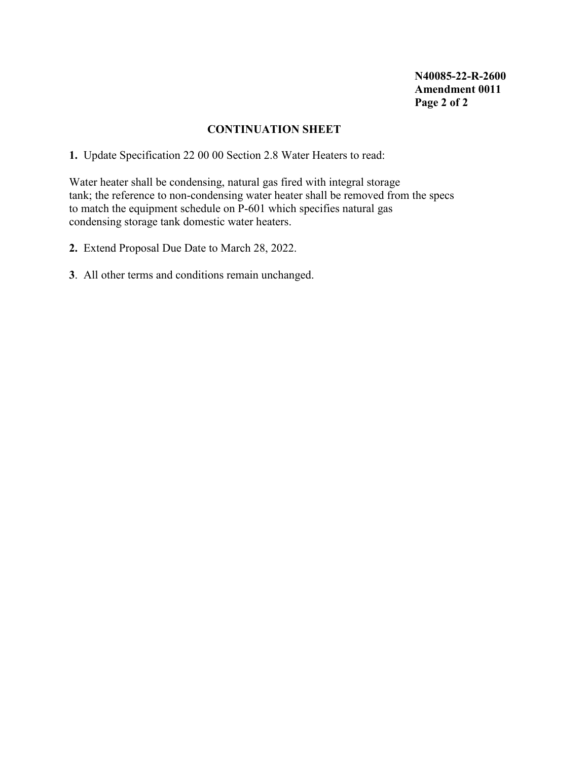N40085-22-R-2600
Amendment 0011

## CONTINUATION SHEET

**1.** Update Specification 22 00 00 Section 2.8 Water Heaters to read:

Water heater shall be condensing, natural gas fired with integral storage tank; the reference to non-condensing water heater shall be removed from the specs to match the equipment schedule on P-601 which specifies natural gas condensing storage tank domestic water heaters.

**2.** Extend Proposal Due Date to March 28, 2022.

**3**. All other terms and conditions remain unchanged.